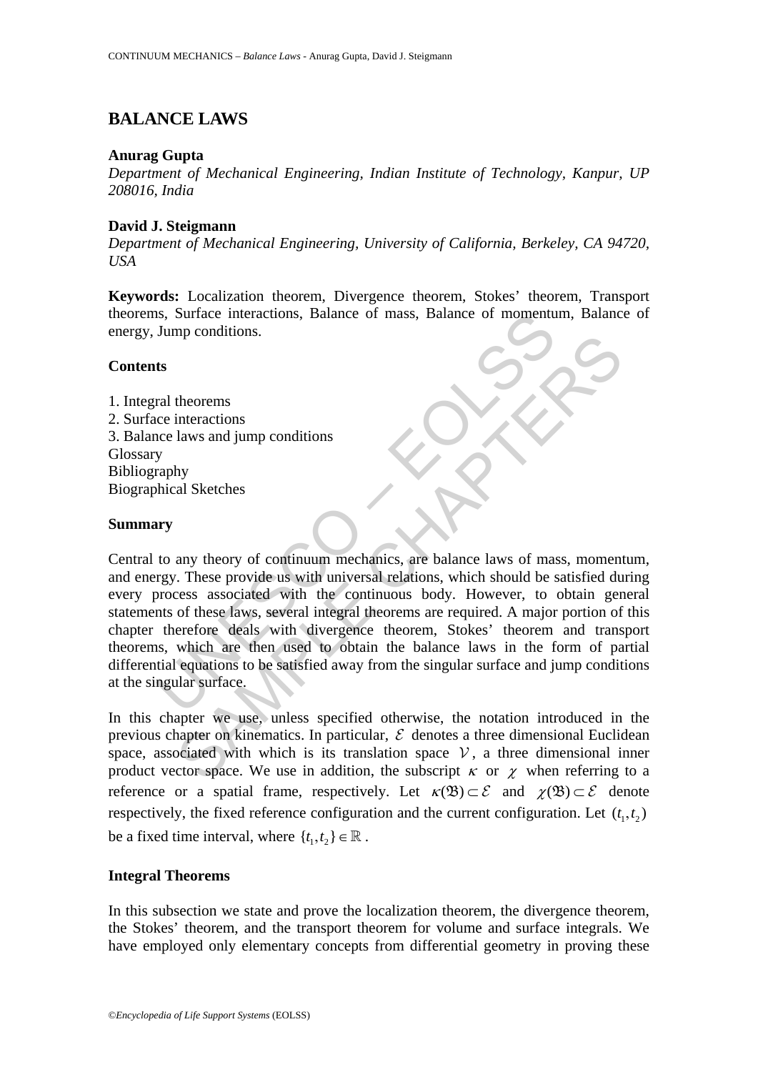# BALANCE LAWS

**Anurag Gupta**
*Department of Mechanical Engineering, Indian Institute of Technology, Kanpur, UP 208016, India*

**David J. Steigmann**
*Department of Mechanical Engineering, University of California, Berkeley, CA 94720, USA*

**Keywords:** Localization theorem, Divergence theorem, Stokes' theorem, Transport theorems, Surface interactions, Balance of mass, Balance of momentum, Balance of energy, Jump conditions.

## Contents

1. Integral theorems
2. Surface interactions
3. Balance laws and jump conditions

Glossary
Bibliography
Biographical Sketches

## Summary

Central to any theory of continuum mechanics, are balance laws of mass, momentum, and energy. These provide us with universal relations, which should be satisfied during every process associated with the continuous body. However, to obtain general statements of these laws, several integral theorems are required. A major portion of this chapter therefore deals with divergence theorem, Stokes' theorem and transport theorems, which are then used to obtain the balance laws in the form of partial differential equations to be satisfied away from the singular surface and jump conditions at the singular surface.

In this chapter we use, unless specified otherwise, the notation introduced in the previous chapter on kinematics. In particular, $\mathcal{E}$ denotes a three dimensional Euclidean space, associated with which is its translation space $\mathcal{V}$, a three dimensional inner product vector space. We use in addition, the subscript $\kappa$ or $\chi$ when referring to a reference or a spatial frame, respectively. Let $\kappa(\mathfrak{B}) \subset \mathcal{E}$ and $\chi(\mathfrak{B}) \subset \mathcal{E}$ denote respectively, the fixed reference configuration and the current configuration. Let $(t_1, t_2)$ be a fixed time interval, where $\{t_1, t_2\} \in \mathbb{R}$.

## Integral Theorems

In this subsection we state and prove the localization theorem, the divergence theorem, the Stokes' theorem, and the transport theorem for volume and surface integrals. We have employed only elementary concepts from differential geometry in proving these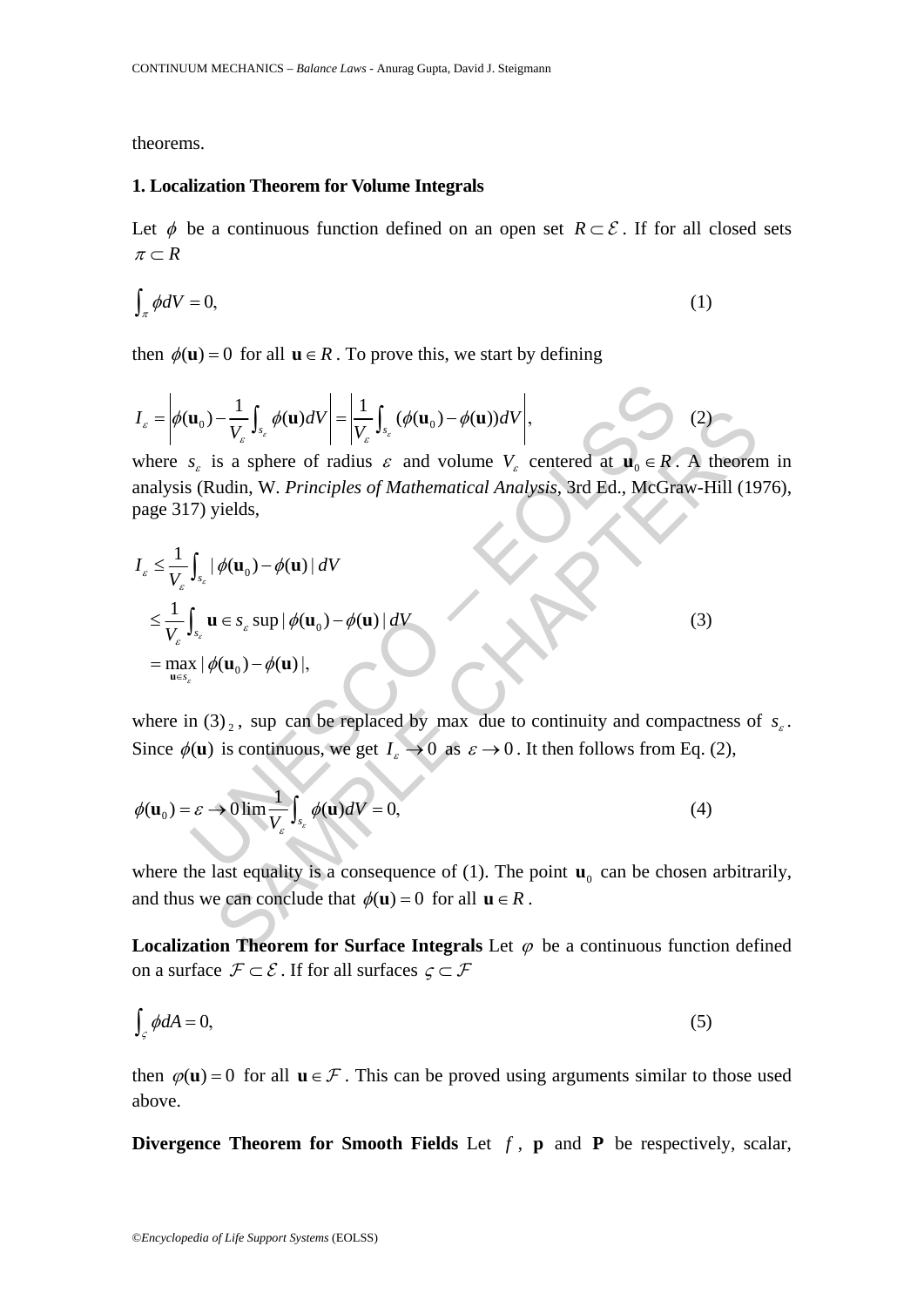theorems.

### 1. Localization Theorem for Volume Integrals

Let $\phi$ be a continuous function defined on an open set $R \subset \mathcal{E}$. If for all closed sets $\pi \subset R$

$$\int_{\pi} \phi dV = 0, \tag{1}$$

then $\phi(\mathbf{u}) = 0$ for all $\mathbf{u} \in R$. To prove this, we start by defining

$$I_{\varepsilon} = \left| \phi(\mathbf{u}_0) - \frac{1}{V_{\varepsilon}} \int_{s_{\varepsilon}} \phi(\mathbf{u}) dV \right| = \left| \frac{1}{V_{\varepsilon}} \int_{s_{\varepsilon}} (\phi(\mathbf{u}_0) - \phi(\mathbf{u})) dV \right|, \tag{2}$$

where $s_{\varepsilon}$ is a sphere of radius $\varepsilon$ and volume $V_{\varepsilon}$ centered at $\mathbf{u}_0 \in R$. A theorem in analysis (Rudin, W. *Principles of Mathematical Analysis*, 3rd Ed., McGraw-Hill (1976), page 317) yields,

$$\begin{aligned} I_{\varepsilon} &\leq \frac{1}{V_{\varepsilon}} \int_{s_{\varepsilon}} |\phi(\mathbf{u}_0) - \phi(\mathbf{u})| \, dV \\ &\leq \frac{1}{V_{\varepsilon}} \int_{s_{\varepsilon}} \mathbf{u} \in s_{\varepsilon} \sup |\phi(\mathbf{u}_0) - \phi(\mathbf{u})| \, dV \\ &= \max_{\mathbf{u} \in s_{\varepsilon}} |\phi(\mathbf{u}_0) - \phi(\mathbf{u})|, \end{aligned} \tag{3}$$

where in $(3)_2$, sup can be replaced by max due to continuity and compactness of $s_{\varepsilon}$. Since $\phi(\mathbf{u})$ is continuous, we get $I_{\varepsilon} \to 0$ as $\varepsilon \to 0$. It then follows from Eq. (2),

$$\phi(\mathbf{u}_0) = \varepsilon \to 0 \lim \frac{1}{V_{\varepsilon}} \int_{s_{\varepsilon}} \phi(\mathbf{u}) dV = 0, \tag{4}$$

where the last equality is a consequence of (1). The point $\mathbf{u}_0$ can be chosen arbitrarily, and thus we can conclude that $\phi(\mathbf{u}) = 0$ for all $\mathbf{u} \in R$.

**Localization Theorem for Surface Integrals** Let $\varphi$ be a continuous function defined on a surface $\mathcal{F} \subset \mathcal{E}$. If for all surfaces $\varsigma \subset \mathcal{F}$

$$\int_{\varsigma} \phi dA = 0, \tag{5}$$

then $\varphi(\mathbf{u}) = 0$ for all $\mathbf{u} \in \mathcal{F}$. This can be proved using arguments similar to those used above.

**Divergence Theorem for Smooth Fields** Let $f$, $\mathbf{p}$ and $\mathbf{P}$ be respectively, scalar,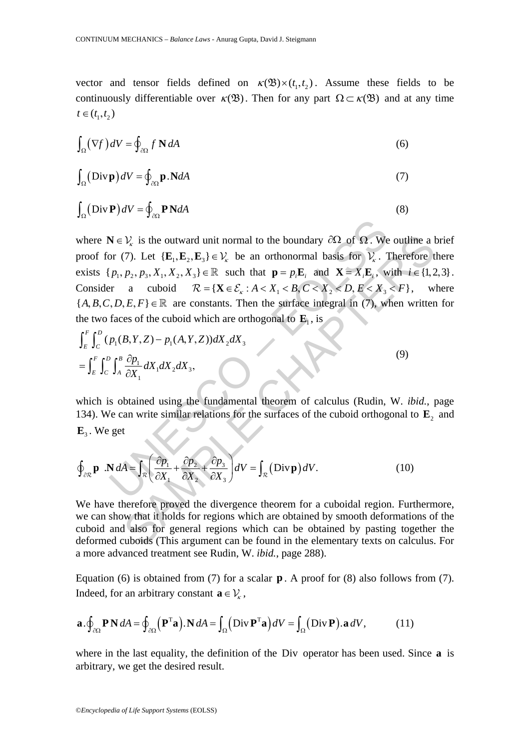vector and tensor fields defined on $\kappa(\mathfrak{B})\times(t_1,t_2)$. Assume these fields to be continuously differentiable over $\kappa(\mathfrak{B})$. Then for any part $\Omega\subset\kappa(\mathfrak{B})$ and at any time $t\in(t_1,t_2)$

$$\int_{\Omega}(\nabla f)\,dV=\oint_{\partial\Omega} f\,\mathbf{N}\,dA \tag{6}$$

$$\int_{\Omega}(\mathrm{Div}\,\mathbf{p})\,dV=\oint_{\partial\Omega}\mathbf{p}.\mathbf{N}dA \tag{7}$$

$$\int_{\Omega}(\mathrm{Div}\,\mathbf{P})\,dV=\oint_{\partial\Omega}\mathbf{P}\,\mathbf{N}dA \tag{8}$$

where $\mathbf{N}\in\mathcal{V}_\kappa$ is the outward unit normal to the boundary $\partial\Omega$ of $\Omega$. We outline a brief proof for (7). Let $\{\mathbf{E}_1,\mathbf{E}_2,\mathbf{E}_3\}\in\mathcal{V}_\kappa$ be an orthonormal basis for $\mathcal{V}_\kappa$. Therefore there exists $\{p_1,p_2,p_3,X_1,X_2,X_3\}\in\mathbb{R}$ such that $\mathbf{p}=p_i\mathbf{E}_i$ and $\mathbf{X}=X_i\mathbf{E}_i$, with $i\in\{1,2,3\}$. Consider a cuboid $\mathcal{R}=\{\mathbf{X}\in\mathcal{E}_\kappa: A<X_1<B, C<X_2<D, E<X_3<F\}$, where $\{A,B,C,D,E,F\}\in\mathbb{R}$ are constants. Then the surface integral in (7), when written for the two faces of the cuboid which are orthogonal to $\mathbf{E}_1$, is

$$\begin{aligned}&\int_E^F\int_C^D(p_1(B,Y,Z)-p_1(A,Y,Z))dX_2dX_3\\&=\int_E^F\int_C^D\int_A^B\frac{\partial p_1}{\partial X_1}dX_1dX_2dX_3,\end{aligned} \tag{9}$$

which is obtained using the fundamental theorem of calculus (Rudin, W. *ibid.*, page 134). We can write similar relations for the surfaces of the cuboid orthogonal to $\mathbf{E}_2$ and $\mathbf{E}_3$. We get

$$\oint_{\partial\mathcal{R}}\mathbf{p}\;.\mathbf{N}\,dA=\int_{\mathcal{R}}\left(\frac{\partial p_1}{\partial X_1}+\frac{\partial p_2}{\partial X_2}+\frac{\partial p_3}{\partial X_3}\right)dV=\int_{\mathcal{R}}(\mathrm{Div}\,\mathbf{p})\,dV. \tag{10}$$

We have therefore proved the divergence theorem for a cuboidal region. Furthermore, we can show that it holds for regions which are obtained by smooth deformations of the cuboid and also for general regions which can be obtained by pasting together the deformed cuboids (This argument can be found in the elementary texts on calculus. For a more advanced treatment see Rudin, W. *ibid.*, page 288).

Equation (6) is obtained from (7) for a scalar $\mathbf{p}$. A proof for (8) also follows from (7). Indeed, for an arbitrary constant $\mathbf{a}\in\mathcal{V}_\kappa$,

$$\mathbf{a}.\oint_{\partial\Omega}\mathbf{P}\,\mathbf{N}\,dA=\oint_{\partial\Omega}(\mathbf{P}^{\mathrm{T}}\mathbf{a}).\mathbf{N}\,dA=\int_{\Omega}(\mathrm{Div}\,\mathbf{P}^{\mathrm{T}}\mathbf{a})\,dV=\int_{\Omega}(\mathrm{Div}\,\mathbf{P}).\mathbf{a}\,dV, \tag{11}$$

where in the last equality, the definition of the Div operator has been used. Since $\mathbf{a}$ is arbitrary, we get the desired result.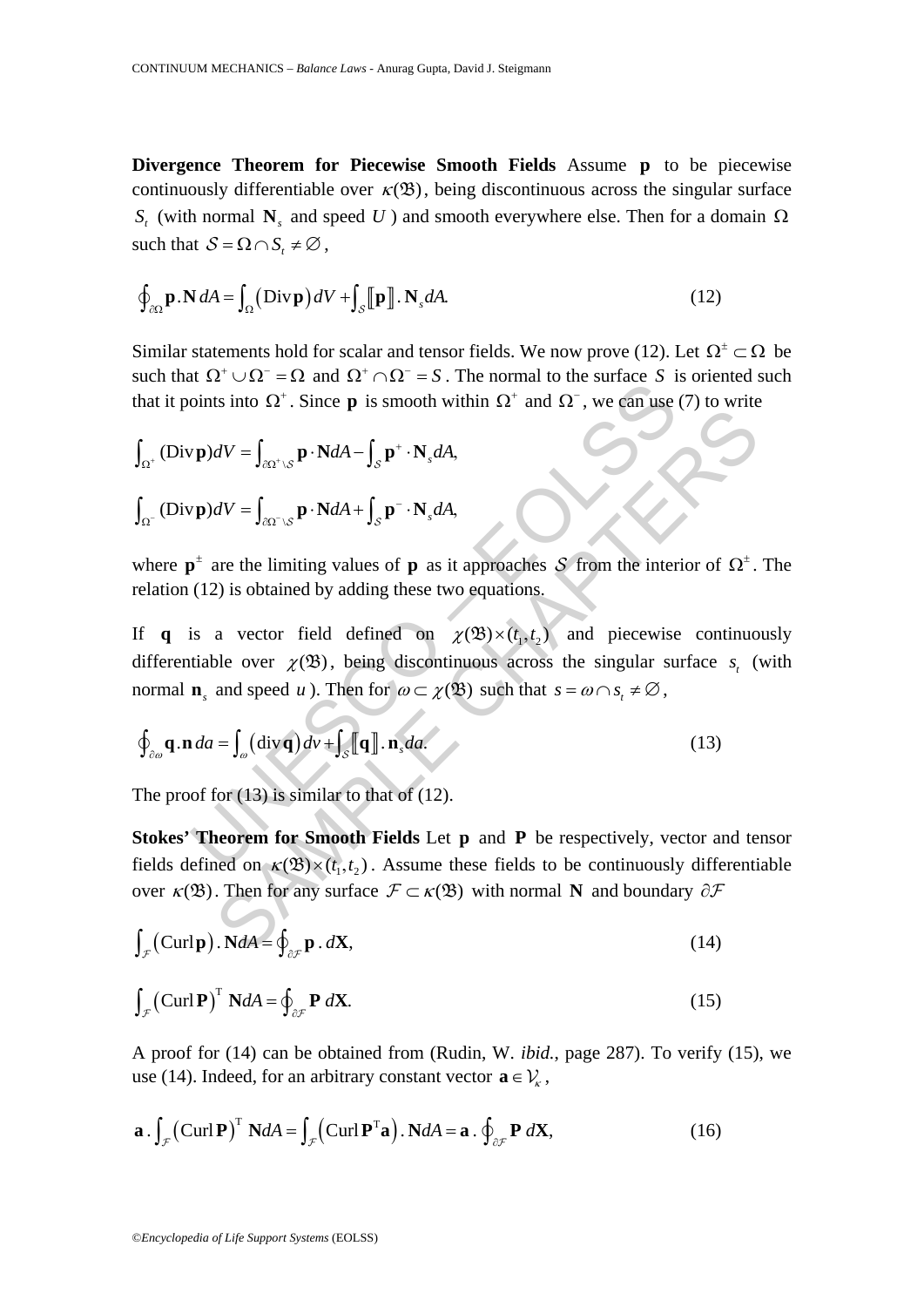**Divergence Theorem for Piecewise Smooth Fields** Assume $\mathbf{p}$ to be piecewise continuously differentiable over $\kappa(\mathfrak{B})$, being discontinuous across the singular surface $S_t$ (with normal $\mathbf{N}_s$ and speed $U$) and smooth everywhere else. Then for a domain $\Omega$ such that $\mathcal{S} = \Omega \cap S_t \neq \varnothing$,

$$\oint_{\partial\Omega} \mathbf{p}.\mathbf{N}\, dA = \int_{\Omega} \left(\mathrm{Div}\,\mathbf{p}\right) dV + \int_{\mathcal{S}} [\![\mathbf{p}]\!].\mathbf{N}_s\, dA. \tag{12}$$

Similar statements hold for scalar and tensor fields. We now prove (12). Let $\Omega^{\pm} \subset \Omega$ be such that $\Omega^{+} \cup \Omega^{-} = \Omega$ and $\Omega^{+} \cap \Omega^{-} = S$. The normal to the surface $S$ is oriented such that it points into $\Omega^{+}$. Since $\mathbf{p}$ is smooth within $\Omega^{+}$ and $\Omega^{-}$, we can use (7) to write

$$\int_{\Omega^{+}} (\mathrm{Div}\,\mathbf{p}) dV = \int_{\partial\Omega^{+}\setminus\mathcal{S}} \mathbf{p}\cdot\mathbf{N} dA - \int_{\mathcal{S}} \mathbf{p}^{+}\cdot\mathbf{N}_s dA,$$

$$\int_{\Omega^{-}} (\mathrm{Div}\,\mathbf{p}) dV = \int_{\partial\Omega^{-}\setminus\mathcal{S}} \mathbf{p}\cdot\mathbf{N} dA + \int_{\mathcal{S}} \mathbf{p}^{-}\cdot\mathbf{N}_s dA,$$

where $\mathbf{p}^{\pm}$ are the limiting values of $\mathbf{p}$ as it approaches $\mathcal{S}$ from the interior of $\Omega^{\pm}$. The relation (12) is obtained by adding these two equations.

If $\mathbf{q}$ is a vector field defined on $\chi(\mathfrak{B})\times(t_1, t_2)$ and piecewise continuously differentiable over $\chi(\mathfrak{B})$, being discontinuous across the singular surface $s_t$ (with normal $\mathbf{n}_s$ and speed $u$). Then for $\omega \subset \chi(\mathfrak{B})$ such that $s = \omega \cap s_t \neq \varnothing$,

$$\oint_{\partial\omega} \mathbf{q}.\mathbf{n}\, da = \int_{\omega} \left(\mathrm{div}\,\mathbf{q}\right) dv + \int_{\mathcal{S}} [\![\mathbf{q}]\!].\mathbf{n}_s\, da. \tag{13}$$

The proof for (13) is similar to that of (12).

**Stokes' Theorem for Smooth Fields** Let $\mathbf{p}$ and $\mathbf{P}$ be respectively, vector and tensor fields defined on $\kappa(\mathfrak{B})\times(t_1, t_2)$. Assume these fields to be continuously differentiable over $\kappa(\mathfrak{B})$. Then for any surface $\mathcal{F} \subset \kappa(\mathfrak{B})$ with normal $\mathbf{N}$ and boundary $\partial\mathcal{F}$

$$\int_{\mathcal{F}} \left(\mathrm{Curl}\,\mathbf{p}\right).\mathbf{N} dA = \oint_{\partial\mathcal{F}} \mathbf{p}\,.\, d\mathbf{X}, \tag{14}$$

$$\int_{\mathcal{F}} \left(\mathrm{Curl}\,\mathbf{P}\right)^{\mathrm{T}} \mathbf{N} dA = \oint_{\partial\mathcal{F}} \mathbf{P}\, d\mathbf{X}. \tag{15}$$

A proof for (14) can be obtained from (Rudin, W. *ibid.*, page 287). To verify (15), we use (14). Indeed, for an arbitrary constant vector $\mathbf{a} \in \mathcal{V}_{\kappa}$,

$$\mathbf{a}\,.\int_{\mathcal{F}} \left(\mathrm{Curl}\,\mathbf{P}\right)^{\mathrm{T}} \mathbf{N} dA = \int_{\mathcal{F}} \left(\mathrm{Curl}\,\mathbf{P}^{\mathrm{T}}\mathbf{a}\right).\mathbf{N} dA = \mathbf{a}\,.\oint_{\partial\mathcal{F}} \mathbf{P}\, d\mathbf{X}, \tag{16}$$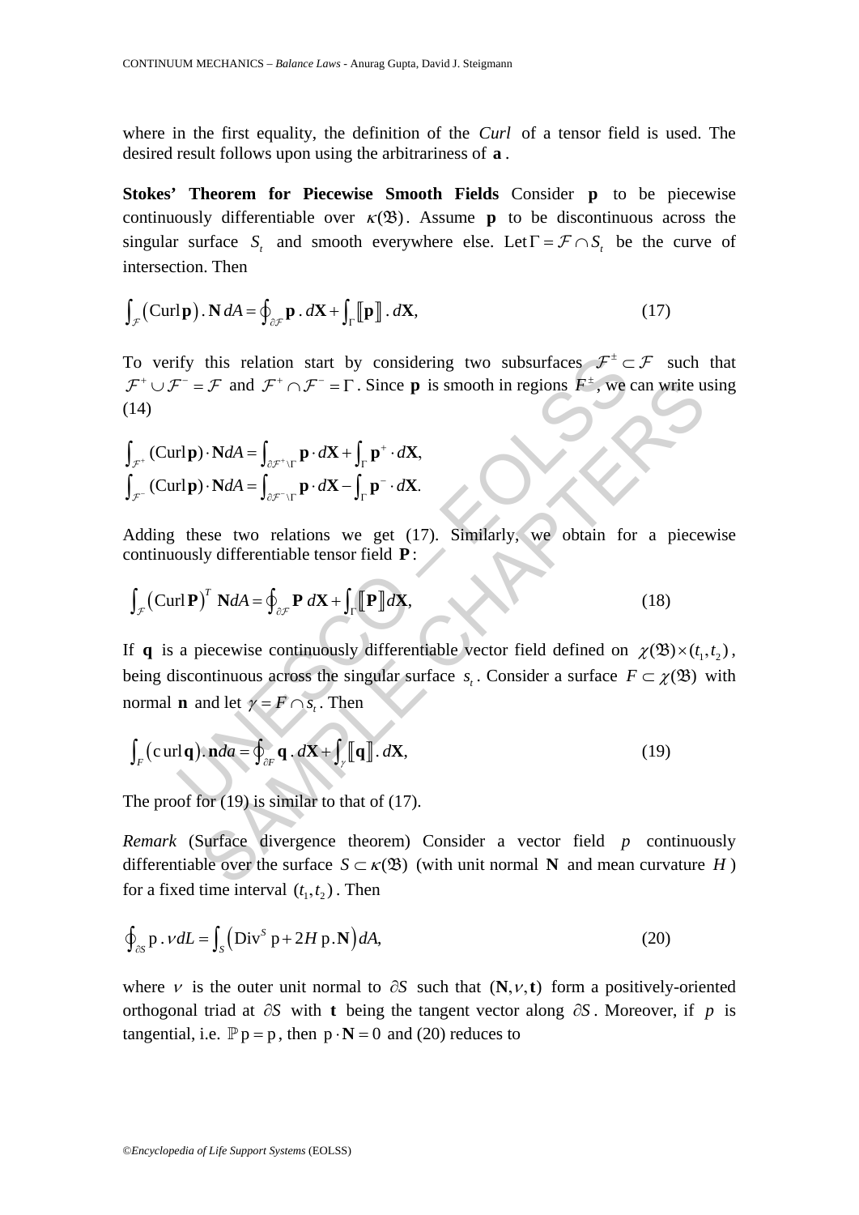where in the first equality, the definition of the *Curl* of a tensor field is used. The desired result follows upon using the arbitrariness of $\mathbf{a}$.

**Stokes' Theorem for Piecewise Smooth Fields** Consider $\mathbf{p}$ to be piecewise continuously differentiable over $\kappa(\mathfrak{B})$. Assume $\mathbf{p}$ to be discontinuous across the singular surface $S_t$ and smooth everywhere else. Let $\Gamma = \mathcal{F} \cap S_t$ be the curve of intersection. Then

$$\int_{\mathcal{F}} (\mathrm{Curl}\,\mathbf{p}) \,.\, \mathbf{N}\, dA = \oint_{\partial\mathcal{F}} \mathbf{p} \,.\, d\mathbf{X} + \int_{\Gamma} [\![\mathbf{p}]\!] \,.\, d\mathbf{X}, \tag{17}$$

To verify this relation start by considering two subsurfaces $\mathcal{F}^{\pm} \subset \mathcal{F}$ such that $\mathcal{F}^{+} \cup \mathcal{F}^{-} = \mathcal{F}$ and $\mathcal{F}^{+} \cap \mathcal{F}^{-} = \Gamma$. Since $\mathbf{p}$ is smooth in regions $F^{\pm}$, we can write using (14)

$$\int_{\mathcal{F}^{+}} (\mathrm{Curl}\,\mathbf{p}) \cdot \mathbf{N} dA = \int_{\partial\mathcal{F}^{+}\setminus\Gamma} \mathbf{p} \cdot d\mathbf{X} + \int_{\Gamma} \mathbf{p}^{+} \cdot d\mathbf{X},$$
$$\int_{\mathcal{F}^{-}} (\mathrm{Curl}\,\mathbf{p}) \cdot \mathbf{N} dA = \int_{\partial\mathcal{F}^{-}\setminus\Gamma} \mathbf{p} \cdot d\mathbf{X} - \int_{\Gamma} \mathbf{p}^{-} \cdot d\mathbf{X}.$$

Adding these two relations we get (17). Similarly, we obtain for a piecewise continuously differentiable tensor field $\mathbf{P}$:

$$\int_{\mathcal{F}} (\mathrm{Curl}\,\mathbf{P})^{T}\, \mathbf{N} dA = \oint_{\partial\mathcal{F}} \mathbf{P}\, d\mathbf{X} + \int_{\Gamma} [\![\mathbf{P}]\!] d\mathbf{X}, \tag{18}$$

If $\mathbf{q}$ is a piecewise continuously differentiable vector field defined on $\chi(\mathfrak{B}) \times (t_1, t_2)$, being discontinuous across the singular surface $s_t$. Consider a surface $F \subset \chi(\mathfrak{B})$ with normal $\mathbf{n}$ and let $\gamma = F \cap s_t$. Then

$$\int_{F} (\mathrm{curl}\,\mathbf{q}) \,.\, \mathbf{n} da = \oint_{\partial F} \mathbf{q} \,.\, d\mathbf{X} + \int_{\gamma} [\![\mathbf{q}]\!] \,.\, d\mathbf{X}, \tag{19}$$

The proof for (19) is similar to that of (17).

*Remark* (Surface divergence theorem) Consider a vector field $p$ continuously differentiable over the surface $S \subset \kappa(\mathfrak{B})$ (with unit normal $\mathbf{N}$ and mean curvature $H$) for a fixed time interval $(t_1, t_2)$. Then

$$\oint_{\partial S} \mathrm{p} \,.\, \nu dL = \int_{S} \left(\mathrm{Div}^{S}\, \mathrm{p} + 2H\, \mathrm{p} \,.\, \mathbf{N}\right) dA, \tag{20}$$

where $\nu$ is the outer unit normal to $\partial S$ such that $(\mathbf{N}, \nu, \mathbf{t})$ form a positively-oriented orthogonal triad at $\partial S$ with $\mathbf{t}$ being the tangent vector along $\partial S$. Moreover, if $p$ is tangential, i.e. $\mathbb{P}\,\mathrm{p} = \mathrm{p}$, then $\mathrm{p} \cdot \mathbf{N} = 0$ and (20) reduces to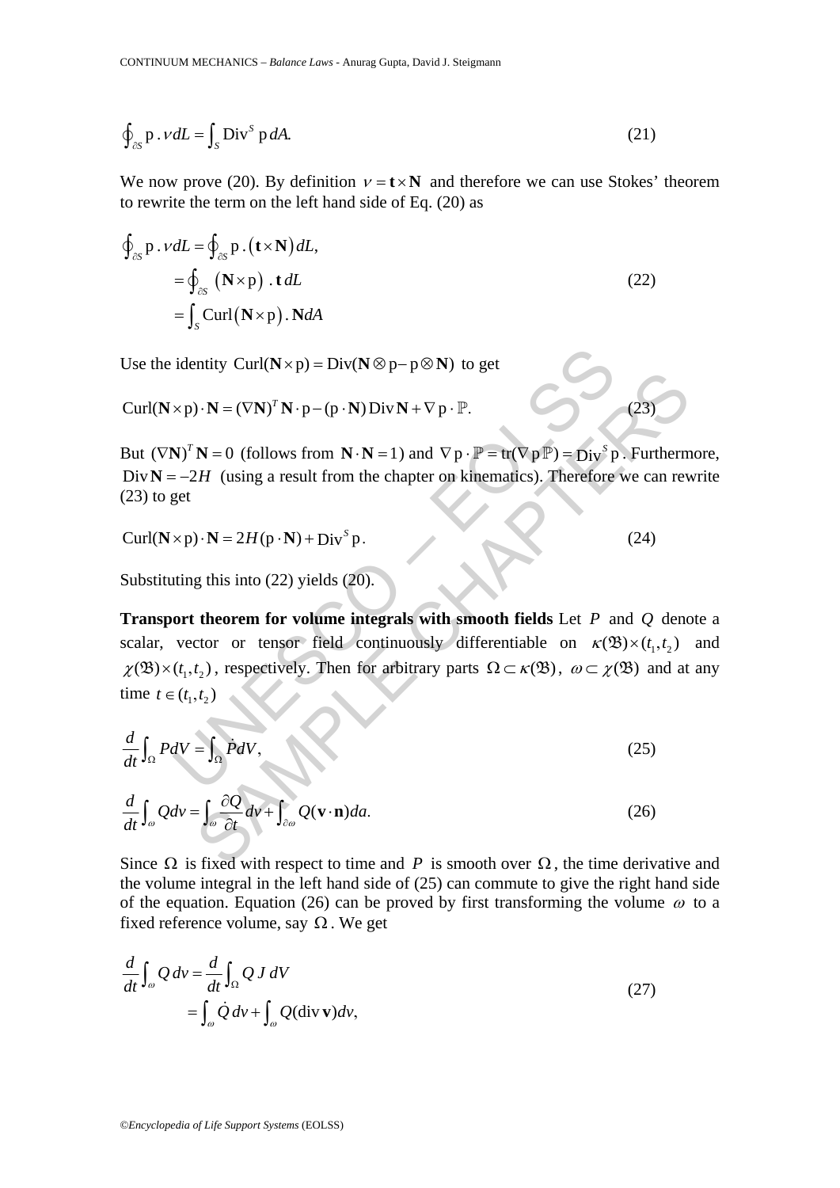$$\oint_{\partial S} \mathrm{p} \cdot \nu dL = \int_S \mathrm{Div}^S \, \mathrm{p} \, dA. \tag{21}$$

We now prove (20). By definition $\nu = \mathbf{t} \times \mathbf{N}$ and therefore we can use Stokes' theorem to rewrite the term on the left hand side of Eq. (20) as

$$\begin{aligned}
\oint_{\partial S} \mathrm{p} \cdot \nu dL &= \oint_{\partial S} \mathrm{p} \cdot (\mathbf{t} \times \mathbf{N}) dL, \\
&= \oint_{\partial S} (\mathbf{N} \times \mathrm{p}) \cdot \mathbf{t} \, dL \\
&= \int_S \mathrm{Curl}(\mathbf{N} \times \mathrm{p}) \cdot \mathbf{N} dA
\end{aligned} \tag{22}$$

Use the identity $\mathrm{Curl}(\mathbf{N} \times \mathrm{p}) = \mathrm{Div}(\mathbf{N} \otimes \mathrm{p} - \mathrm{p} \otimes \mathbf{N})$ to get

$$\mathrm{Curl}(\mathbf{N} \times \mathrm{p}) \cdot \mathbf{N} = (\nabla \mathbf{N})^T \mathbf{N} \cdot \mathrm{p} - (\mathrm{p} \cdot \mathbf{N}) \, \mathrm{Div} \, \mathbf{N} + \nabla \mathrm{p} \cdot \mathbb{P}. \tag{23}$$

But $(\nabla \mathbf{N})^T \mathbf{N} = 0$ (follows from $\mathbf{N} \cdot \mathbf{N} = 1$) and $\nabla \mathrm{p} \cdot \mathbb{P} = \mathrm{tr}(\nabla \mathrm{p} \, \mathbb{P}) = \mathrm{Div}^S \, \mathrm{p}$. Furthermore, $\mathrm{Div} \, \mathbf{N} = -2H$ (using a result from the chapter on kinematics). Therefore we can rewrite (23) to get

$$\mathrm{Curl}(\mathbf{N} \times \mathrm{p}) \cdot \mathbf{N} = 2H(\mathrm{p} \cdot \mathbf{N}) + \mathrm{Div}^S \, \mathrm{p}. \tag{24}$$

Substituting this into (22) yields (20).

**Transport theorem for volume integrals with smooth fields** Let $P$ and $Q$ denote a scalar, vector or tensor field continuously differentiable on $\kappa(\mathfrak{B}) \times (t_1, t_2)$ and $\chi(\mathfrak{B}) \times (t_1, t_2)$, respectively. Then for arbitrary parts $\Omega \subset \kappa(\mathfrak{B})$, $\omega \subset \chi(\mathfrak{B})$ and at any time $t \in (t_1, t_2)$

$$\frac{d}{dt} \int_\Omega P dV = \int_\Omega \dot{P} dV, \tag{25}$$

$$\frac{d}{dt} \int_\omega Q dv = \int_\omega \frac{\partial Q}{\partial t} dv + \int_{\partial \omega} Q(\mathbf{v} \cdot \mathbf{n}) da. \tag{26}$$

Since $\Omega$ is fixed with respect to time and $P$ is smooth over $\Omega$, the time derivative and the volume integral in the left hand side of (25) can commute to give the right hand side of the equation. Equation (26) can be proved by first transforming the volume $\omega$ to a fixed reference volume, say $\Omega$. We get

$$\begin{aligned}
\frac{d}{dt} \int_\omega Q \, dv &= \frac{d}{dt} \int_\Omega Q \, J \, dV \\
&= \int_\omega \dot{Q} \, dv + \int_\omega Q(\mathrm{div} \, \mathbf{v}) dv,
\end{aligned} \tag{27}$$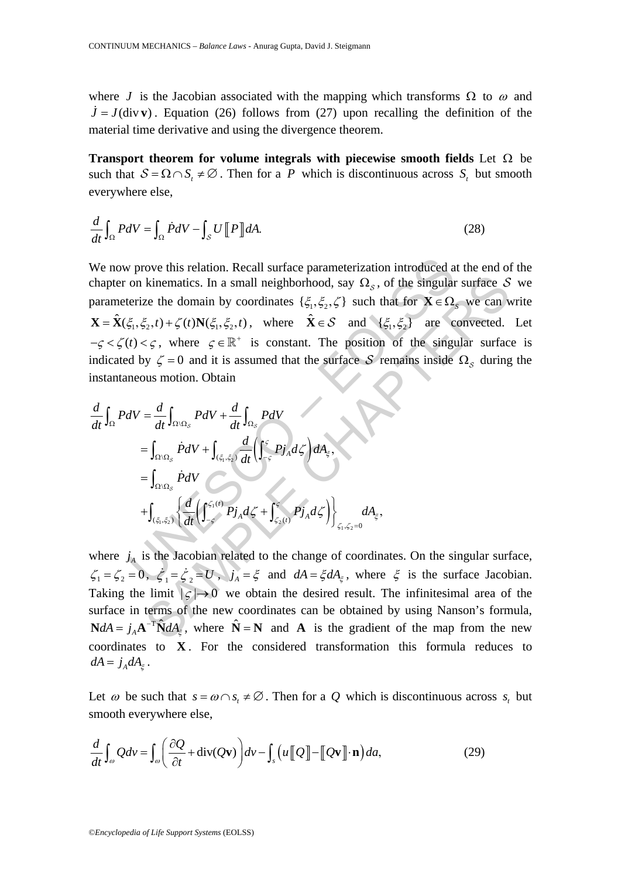where $J$ is the Jacobian associated with the mapping which transforms $\Omega$ to $\omega$ and $\dot{J} = J(\operatorname{div}\mathbf{v})$. Equation (26) follows from (27) upon recalling the definition of the material time derivative and using the divergence theorem.

**Transport theorem for volume integrals with piecewise smooth fields** Let $\Omega$ be such that $\mathcal{S} = \Omega \cap S_t \neq \varnothing$. Then for a $P$ which is discontinuous across $S_t$ but smooth everywhere else,

$$\frac{d}{dt}\int_{\Omega} P dV = \int_{\Omega} \dot{P} dV - \int_{\mathcal{S}} U [\![ P ]\!] dA. \tag{28}$$

We now prove this relation. Recall surface parameterization introduced at the end of the chapter on kinematics. In a small neighborhood, say $\Omega_{\mathcal{S}}$, of the singular surface $\mathcal{S}$ we parameterize the domain by coordinates $\{\xi_1, \xi_2, \zeta\}$ such that for $\mathbf{X} \in \Omega_{\mathcal{S}}$ we can write $\mathbf{X} = \hat{\mathbf{X}}(\xi_1, \xi_2, t) + \zeta(t)\mathbf{N}(\xi_1, \xi_2, t)$, where $\hat{\mathbf{X}} \in \mathcal{S}$ and $\{\xi_1, \xi_2\}$ are convected. Let $-\varsigma < \zeta(t) < \varsigma$, where $\varsigma \in \mathbb{R}^+$ is constant. The position of the singular surface is indicated by $\zeta = 0$ and it is assumed that the surface $\mathcal{S}$ remains inside $\Omega_{\mathcal{S}}$ during the instantaneous motion. Obtain

$$\begin{aligned}
\frac{d}{dt}\int_{\Omega} P dV &= \frac{d}{dt}\int_{\Omega\setminus\Omega_{\mathcal{S}}} P dV + \frac{d}{dt}\int_{\Omega_{\mathcal{S}}} P dV \\
&= \int_{\Omega\setminus\Omega_{\mathcal{S}}} \dot{P} dV + \int_{(\xi_1,\xi_2)} \frac{d}{dt}\left(\int_{-\varsigma}^{\varsigma} P j_A d\zeta\right) dA_{\xi}, \\
&= \int_{\Omega\setminus\Omega_{\mathcal{S}}} \dot{P} dV \\
&\quad + \int_{(\xi_1,\xi_2)} \left\{ \frac{d}{dt}\left(\int_{-\varsigma}^{\zeta_1(t)} P j_A d\zeta + \int_{\zeta_2(t)}^{\varsigma} P j_A d\zeta\right) \right\}_{\zeta_1,\zeta_2=0} dA_{\xi},
\end{aligned}$$

where $j_A$ is the Jacobian related to the change of coordinates. On the singular surface, $\zeta_1 = \zeta_2 = 0$, $\dot{\zeta}_1 = \dot{\zeta}_2 = U$, $j_A = \xi$ and $dA = \xi dA_{\xi}$, where $\xi$ is the surface Jacobian. Taking the limit $|\varsigma| \to 0$ we obtain the desired result. The infinitesimal area of the surface in terms of the new coordinates can be obtained by using Nanson's formula, $\mathbf{N} dA = j_A \mathbf{A}^{-\mathrm{T}} \hat{\mathbf{N}} dA_{\xi}$, where $\hat{\mathbf{N}} = \mathbf{N}$ and $\mathbf{A}$ is the gradient of the map from the new coordinates to $\mathbf{X}$. For the considered transformation this formula reduces to $dA = j_A dA_{\xi}$.

Let $\omega$ be such that $s = \omega \cap s_t \neq \varnothing$. Then for a $Q$ which is discontinuous across $s_t$ but smooth everywhere else,

$$\frac{d}{dt}\int_{\omega} Q dv = \int_{\omega}\left(\frac{\partial Q}{\partial t} + \operatorname{div}(Q\mathbf{v})\right) dv - \int_{s}\left(u [\![ Q ]\!] - [\![ Q\mathbf{v} ]\!] \cdot \mathbf{n}\right) da, \tag{29}$$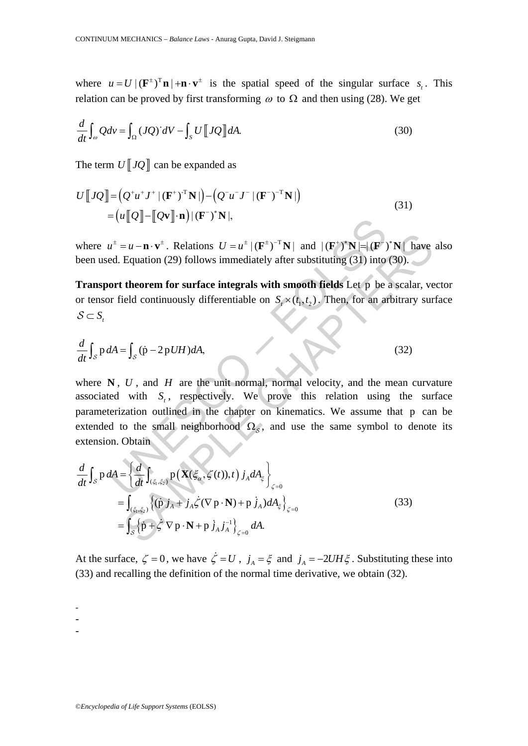where $u = U\,|(\mathbf{F}^{\pm})^{\mathrm{T}}\mathbf{n}| + \mathbf{n}\cdot\mathbf{v}^{\pm}$ is the spatial speed of the singular surface $s_t$. This relation can be proved by first transforming $\omega$ to $\Omega$ and then using (28). We get

$$\frac{d}{dt}\int_{\omega} Q dv = \int_{\Omega} (JQ)^{\cdot} dV - \int_{S} U [\![ JQ ]\!] dA. \tag{30}$$

The term $U[\![ JQ ]\!]$ can be expanded as

$$\begin{aligned} U[\![ JQ ]\!] &= \left(Q^{+}u^{+}J^{+}\,|(\mathbf{F}^{+})^{-\mathrm{T}}\mathbf{N}|\right) - \left(Q^{-}u^{-}J^{-}\,|(\mathbf{F}^{-})^{-\mathrm{T}}\mathbf{N}|\right) \\ &= \left(u[\![ Q ]\!] - [\![ Q\mathbf{v} ]\!]\cdot\mathbf{n}\right)|(\mathbf{F}^{-})^{*}\mathbf{N}|, \end{aligned} \tag{31}$$

where $u^{\pm} = u - \mathbf{n}\cdot\mathbf{v}^{\pm}$. Relations $U = u^{\pm}\,|(\mathbf{F}^{\pm})^{-\mathrm{T}}\mathbf{N}|$ and $|(\mathbf{F}^{+})^{*}\mathbf{N}| = |(\mathbf{F}^{-})^{*}\mathbf{N}|$ have also been used. Equation (29) follows immediately after substituting (31) into (30).

**Transport theorem for surface integrals with smooth fields** Let $\mathrm{p}$ be a scalar, vector or tensor field continuously differentiable on $S_t \times (t_1, t_2)$. Then, for an arbitrary surface $\mathcal{S} \subset S_t$

$$\frac{d}{dt}\int_{\mathcal{S}} \mathrm{p}\, dA = \int_{\mathcal{S}} (\dot{\mathrm{p}} - 2\mathrm{p}UH) dA, \tag{32}$$

where $\mathbf{N}$, $U$, and $H$ are the unit normal, normal velocity, and the mean curvature associated with $S_t$, respectively. We prove this relation using the surface parameterization outlined in the chapter on kinematics. We assume that $\mathrm{p}$ can be extended to the small neighborhood $\Omega_{\mathcal{S}}$, and use the same symbol to denote its extension. Obtain

$$\begin{aligned} \frac{d}{dt}\int_{\mathcal{S}} \mathrm{p}\, dA &= \left\{ \frac{d}{dt}\int_{(\xi_1,\xi_2)} \mathrm{p}\left(\mathbf{X}(\xi_\alpha, \zeta(t)), t\right) j_A dA_{\xi} \right\}_{\zeta=0} \\ &= \int_{(\xi_1,\xi_2)} \left\{ (\dot{\mathrm{p}}\, j_A + j_A \dot{\zeta}(\nabla \mathrm{p}\cdot\mathbf{N}) + \mathrm{p}\, \dot{j}_A) dA_{\xi} \right\}_{\zeta=0} \\ &= \int_{\mathcal{S}} \left\{ \dot{\mathrm{p}} + \dot{\zeta}\,\nabla \mathrm{p}\cdot\mathbf{N} + \mathrm{p}\, \dot{j}_A j_A^{-1} \right\}_{\zeta=0} dA. \end{aligned} \tag{33}$$

At the surface, $\zeta = 0$, we have $\dot{\zeta} = U$, $j_A = \xi$ and $\dot{j}_A = -2UH\xi$. Substituting these into (33) and recalling the definition of the normal time derivative, we obtain (32).

-
-
-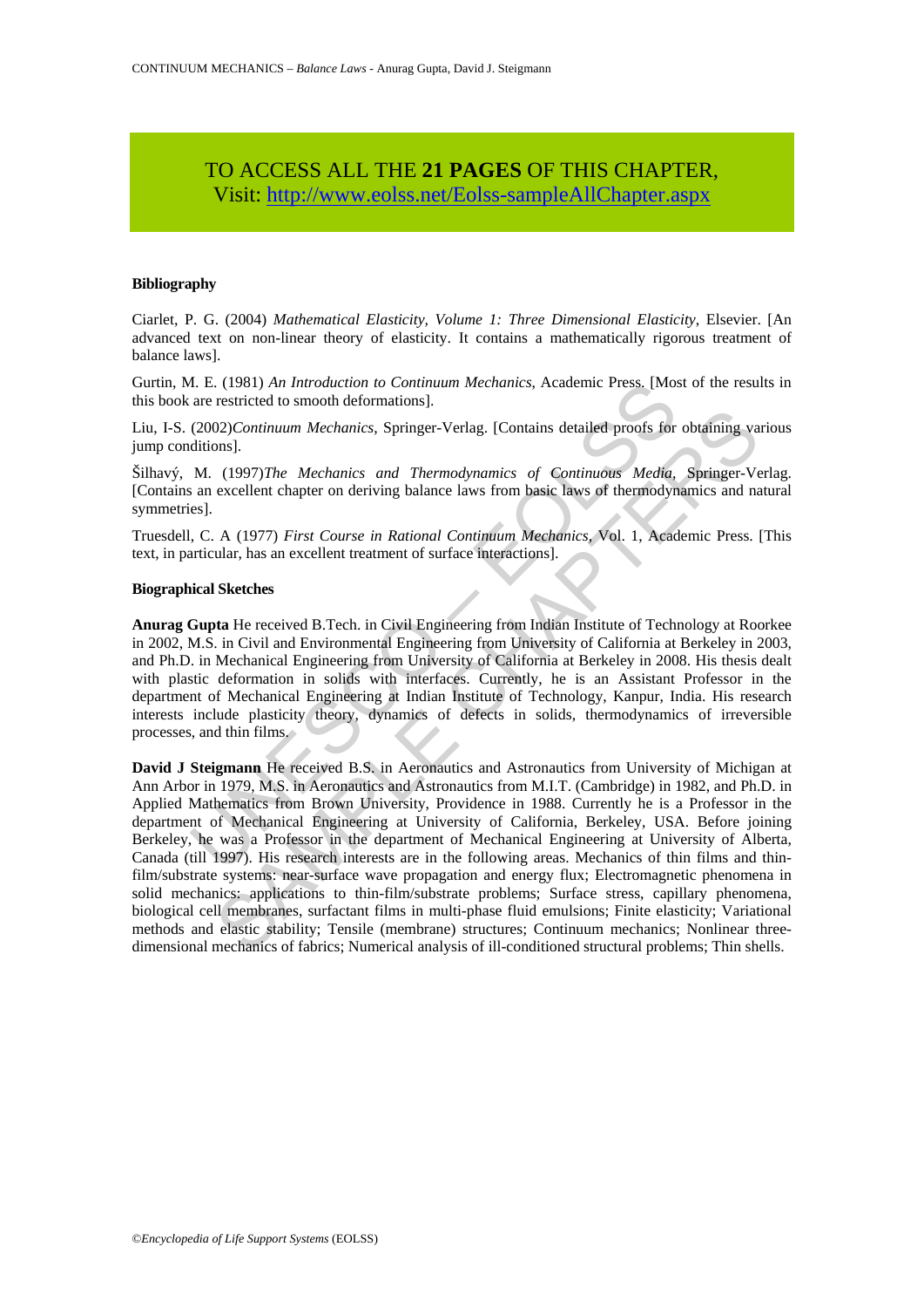TO ACCESS ALL THE **21 PAGES** OF THIS CHAPTER,
Visit: http://www.eolss.net/Eolss-sampleAllChapter.aspx

#### Bibliography

Ciarlet, P. G. (2004) *Mathematical Elasticity, Volume 1: Three Dimensional Elasticity*, Elsevier. [An advanced text on non-linear theory of elasticity. It contains a mathematically rigorous treatment of balance laws].

Gurtin, M. E. (1981) *An Introduction to Continuum Mechanics*, Academic Press. [Most of the results in this book are restricted to smooth deformations].

Liu, I-S. (2002)*Continuum Mechanics*, Springer-Verlag. [Contains detailed proofs for obtaining various jump conditions].

Šilhavý, M. (1997)*The Mechanics and Thermodynamics of Continuous Media*, Springer-Verlag. [Contains an excellent chapter on deriving balance laws from basic laws of thermodynamics and natural symmetries].

Truesdell, C. A (1977) *First Course in Rational Continuum Mechanics*, Vol. 1, Academic Press. [This text, in particular, has an excellent treatment of surface interactions].

#### Biographical Sketches

**Anurag Gupta** He received B.Tech. in Civil Engineering from Indian Institute of Technology at Roorkee in 2002, M.S. in Civil and Environmental Engineering from University of California at Berkeley in 2003, and Ph.D. in Mechanical Engineering from University of California at Berkeley in 2008. His thesis dealt with plastic deformation in solids with interfaces. Currently, he is an Assistant Professor in the department of Mechanical Engineering at Indian Institute of Technology, Kanpur, India. His research interests include plasticity theory, dynamics of defects in solids, thermodynamics of irreversible processes, and thin films.

**David J Steigmann** He received B.S. in Aeronautics and Astronautics from University of Michigan at Ann Arbor in 1979, M.S. in Aeronautics and Astronautics from M.I.T. (Cambridge) in 1982, and Ph.D. in Applied Mathematics from Brown University, Providence in 1988. Currently he is a Professor in the department of Mechanical Engineering at University of California, Berkeley, USA. Before joining Berkeley, he was a Professor in the department of Mechanical Engineering at University of Alberta, Canada (till 1997). His research interests are in the following areas. Mechanics of thin films and thin-film/substrate systems: near-surface wave propagation and energy flux; Electromagnetic phenomena in solid mechanics: applications to thin-film/substrate problems; Surface stress, capillary phenomena, biological cell membranes, surfactant films in multi-phase fluid emulsions; Finite elasticity; Variational methods and elastic stability; Tensile (membrane) structures; Continuum mechanics; Nonlinear three-dimensional mechanics of fabrics; Numerical analysis of ill-conditioned structural problems; Thin shells.